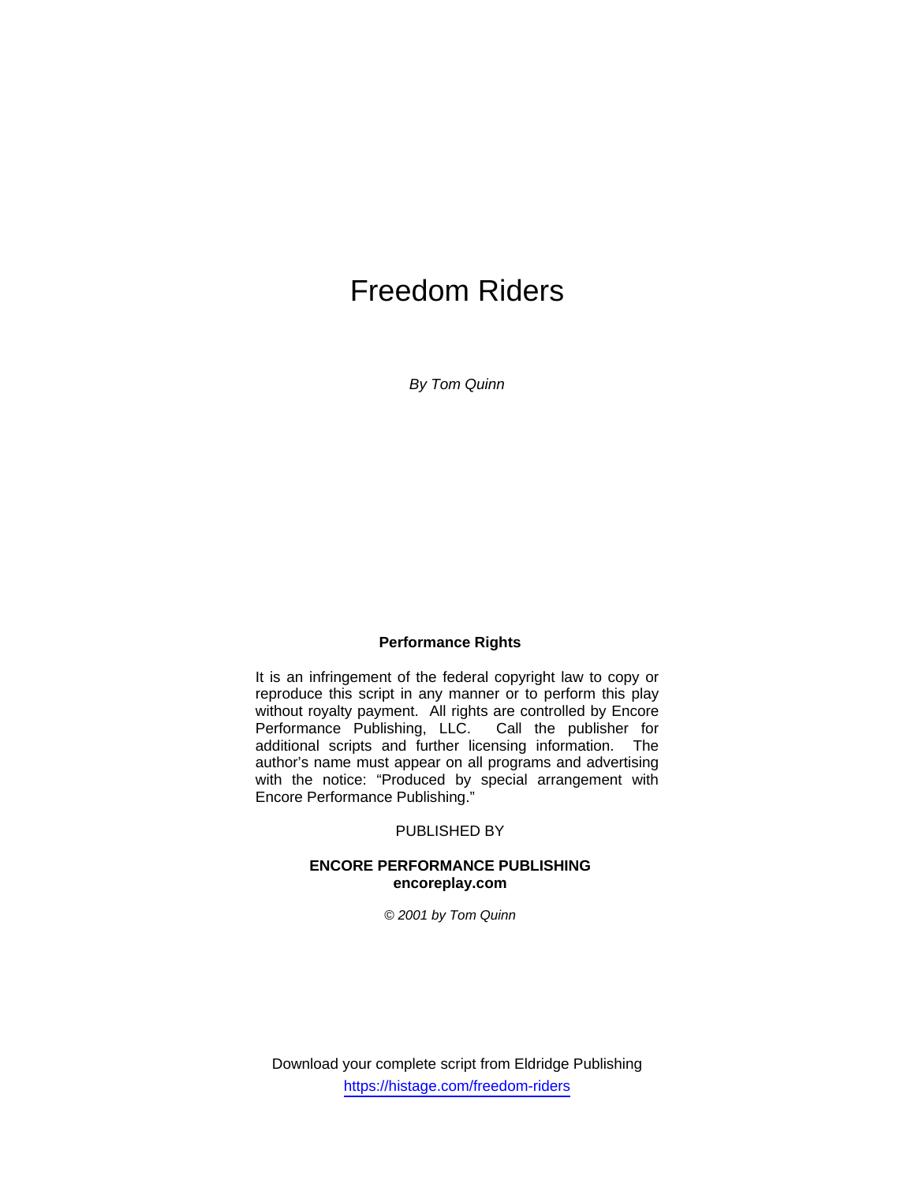# Freedom Riders

*By Tom Quinn*

**Performance Rights**

It is an infringement of the federal copyright law to copy or reproduce this script in any manner or to perform this play without royalty payment. All rights are controlled by Encore Performance Publishing, LLC. Call the publisher for additional scripts and further licensing information. The author's name must appear on all programs and advertising with the notice: "Produced by special arrangement with Encore Performance Publishing."

PUBLISHED BY

**ENCORE PERFORMANCE PUBLISHING**
**encoreplay.com**

*© 2001 by Tom Quinn*

Download your complete script from Eldridge Publishing
https://histage.com/freedom-riders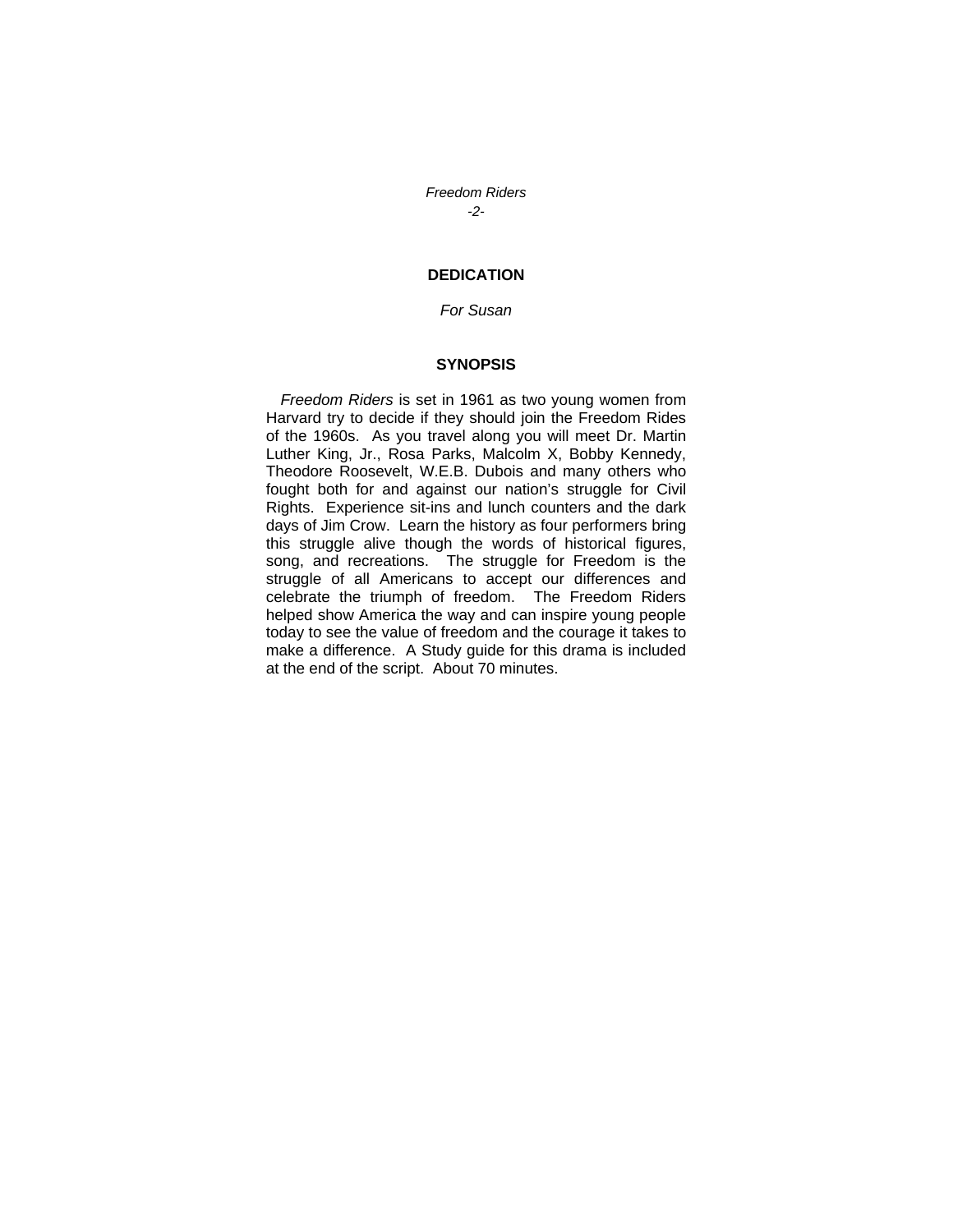## DEDICATION

*For Susan*

## SYNOPSIS

*Freedom Riders* is set in 1961 as two young women from Harvard try to decide if they should join the Freedom Rides of the 1960s. As you travel along you will meet Dr. Martin Luther King, Jr., Rosa Parks, Malcolm X, Bobby Kennedy, Theodore Roosevelt, W.E.B. Dubois and many others who fought both for and against our nation's struggle for Civil Rights. Experience sit-ins and lunch counters and the dark days of Jim Crow. Learn the history as four performers bring this struggle alive though the words of historical figures, song, and recreations. The struggle for Freedom is the struggle of all Americans to accept our differences and celebrate the triumph of freedom. The Freedom Riders helped show America the way and can inspire young people today to see the value of freedom and the courage it takes to make a difference. A Study guide for this drama is included at the end of the script. About 70 minutes.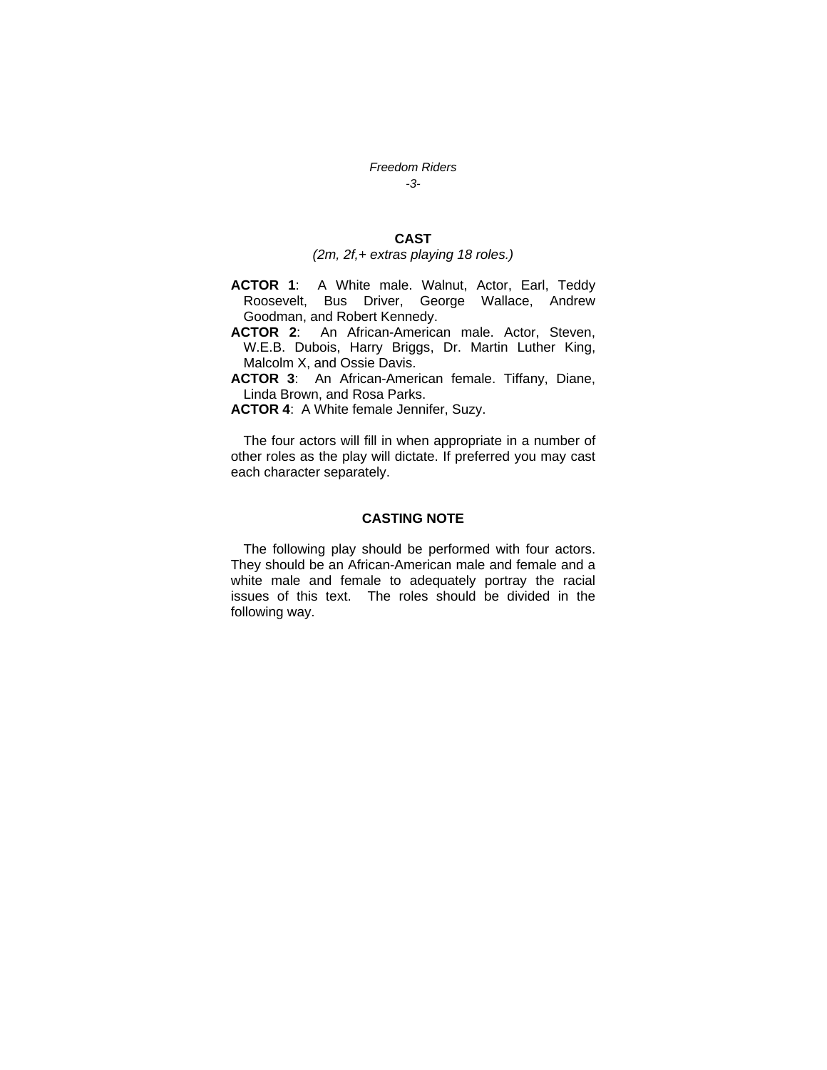## CAST

*(2m, 2f,+ extras playing 18 roles.)*

**ACTOR 1**: A White male. Walnut, Actor, Earl, Teddy Roosevelt, Bus Driver, George Wallace, Andrew Goodman, and Robert Kennedy.

**ACTOR 2**: An African-American male. Actor, Steven, W.E.B. Dubois, Harry Briggs, Dr. Martin Luther King, Malcolm X, and Ossie Davis.

**ACTOR 3**: An African-American female. Tiffany, Diane, Linda Brown, and Rosa Parks.

**ACTOR 4**: A White female Jennifer, Suzy.

The four actors will fill in when appropriate in a number of other roles as the play will dictate. If preferred you may cast each character separately.

## CASTING NOTE

The following play should be performed with four actors. They should be an African-American male and female and a white male and female to adequately portray the racial issues of this text. The roles should be divided in the following way.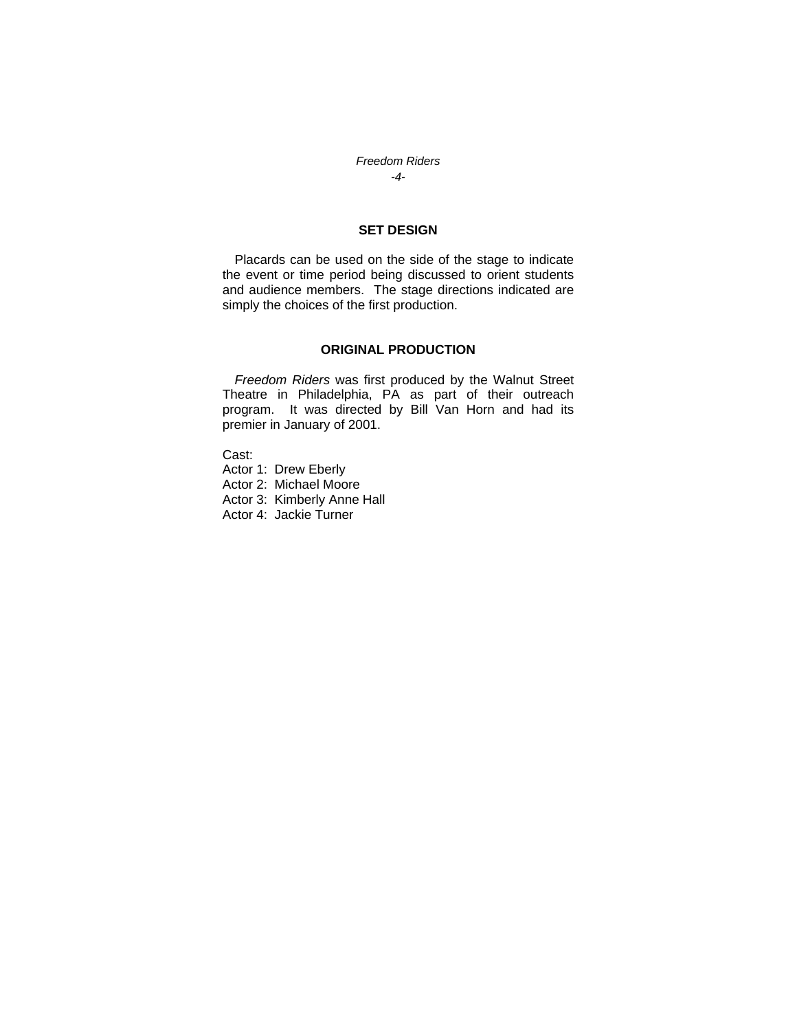## SET DESIGN

Placards can be used on the side of the stage to indicate the event or time period being discussed to orient students and audience members. The stage directions indicated are simply the choices of the first production.

## ORIGINAL PRODUCTION

*Freedom Riders* was first produced by the Walnut Street Theatre in Philadelphia, PA as part of their outreach program. It was directed by Bill Van Horn and had its premier in January of 2001.

Cast:
Actor 1: Drew Eberly
Actor 2: Michael Moore
Actor 3: Kimberly Anne Hall
Actor 4: Jackie Turner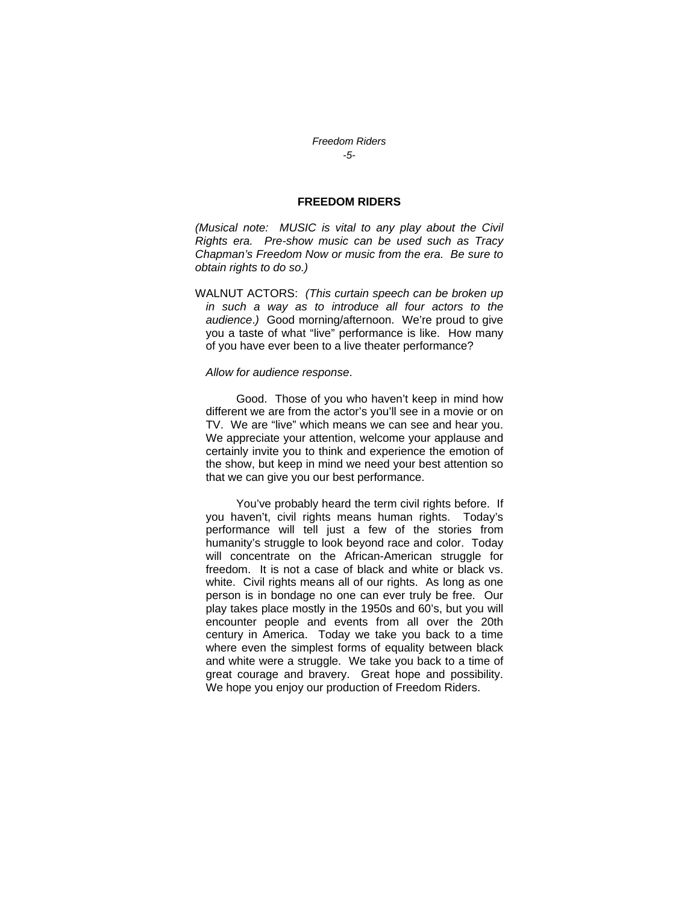# FREEDOM RIDERS

*(Musical note: MUSIC is vital to any play about the Civil Rights era. Pre-show music can be used such as Tracy Chapman's Freedom Now or music from the era. Be sure to obtain rights to do so.)*

WALNUT ACTORS: *(This curtain speech can be broken up in such a way as to introduce all four actors to the audience.)* Good morning/afternoon. We're proud to give you a taste of what "live" performance is like. How many of you have ever been to a live theater performance?

*Allow for audience response*.

Good. Those of you who haven't keep in mind how different we are from the actor's you'll see in a movie or on TV. We are "live" which means we can see and hear you. We appreciate your attention, welcome your applause and certainly invite you to think and experience the emotion of the show, but keep in mind we need your best attention so that we can give you our best performance.

You've probably heard the term civil rights before. If you haven't, civil rights means human rights. Today's performance will tell just a few of the stories from humanity's struggle to look beyond race and color. Today will concentrate on the African-American struggle for freedom. It is not a case of black and white or black vs. white. Civil rights means all of our rights. As long as one person is in bondage no one can ever truly be free. Our play takes place mostly in the 1950s and 60's, but you will encounter people and events from all over the 20th century in America. Today we take you back to a time where even the simplest forms of equality between black and white were a struggle. We take you back to a time of great courage and bravery. Great hope and possibility. We hope you enjoy our production of Freedom Riders.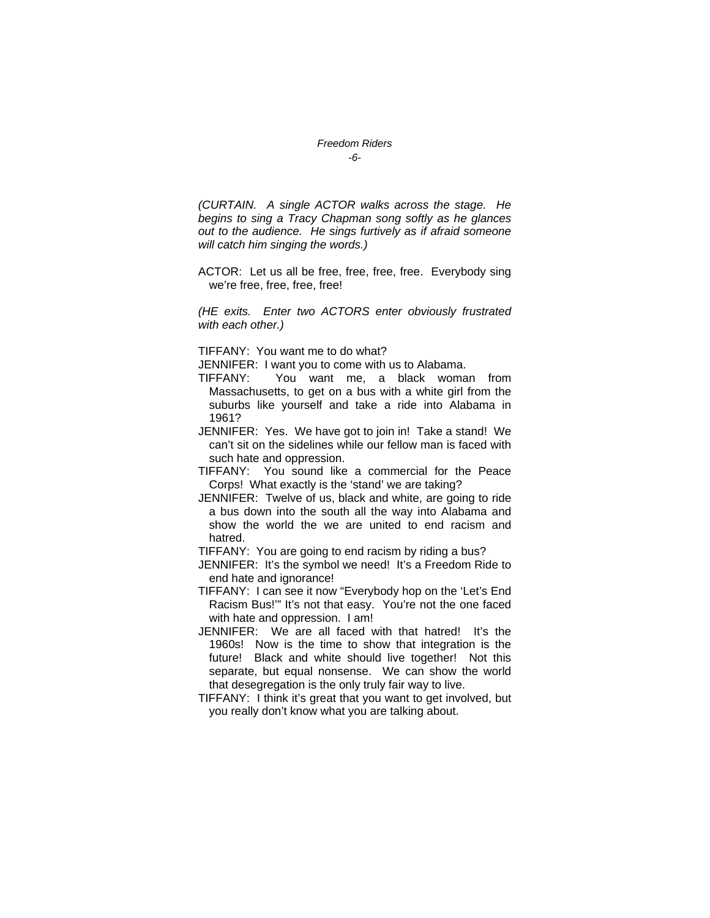*(CURTAIN. A single ACTOR walks across the stage. He begins to sing a Tracy Chapman song softly as he glances out to the audience. He sings furtively as if afraid someone will catch him singing the words.)*

ACTOR: Let us all be free, free, free, free. Everybody sing we're free, free, free, free!

*(HE exits. Enter two ACTORS enter obviously frustrated with each other.)*

TIFFANY: You want me to do what?

JENNIFER: I want you to come with us to Alabama.

TIFFANY: You want me, a black woman from Massachusetts, to get on a bus with a white girl from the suburbs like yourself and take a ride into Alabama in 1961?

JENNIFER: Yes. We have got to join in! Take a stand! We can't sit on the sidelines while our fellow man is faced with such hate and oppression.

TIFFANY: You sound like a commercial for the Peace Corps! What exactly is the 'stand' we are taking?

JENNIFER: Twelve of us, black and white, are going to ride a bus down into the south all the way into Alabama and show the world the we are united to end racism and hatred.

TIFFANY: You are going to end racism by riding a bus?

JENNIFER: It's the symbol we need! It's a Freedom Ride to end hate and ignorance!

TIFFANY: I can see it now "Everybody hop on the 'Let's End Racism Bus!'" It's not that easy. You're not the one faced with hate and oppression. I am!

JENNIFER: We are all faced with that hatred! It's the 1960s! Now is the time to show that integration is the future! Black and white should live together! Not this separate, but equal nonsense. We can show the world that desegregation is the only truly fair way to live.

TIFFANY: I think it's great that you want to get involved, but you really don't know what you are talking about.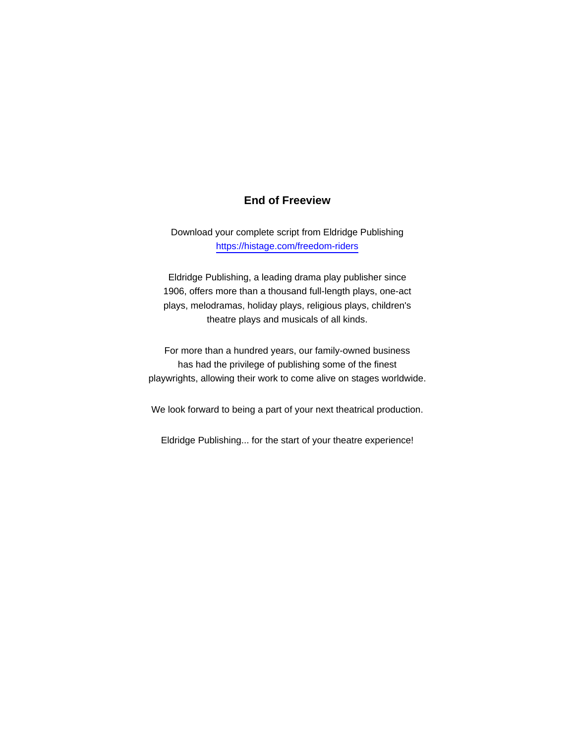# End of Freeview

Download your complete script from Eldridge Publishing
https://histage.com/freedom-riders

Eldridge Publishing, a leading drama play publisher since 1906, offers more than a thousand full-length plays, one-act plays, melodramas, holiday plays, religious plays, children's theatre plays and musicals of all kinds.

For more than a hundred years, our family-owned business has had the privilege of publishing some of the finest playwrights, allowing their work to come alive on stages worldwide.

We look forward to being a part of your next theatrical production.

Eldridge Publishing... for the start of your theatre experience!